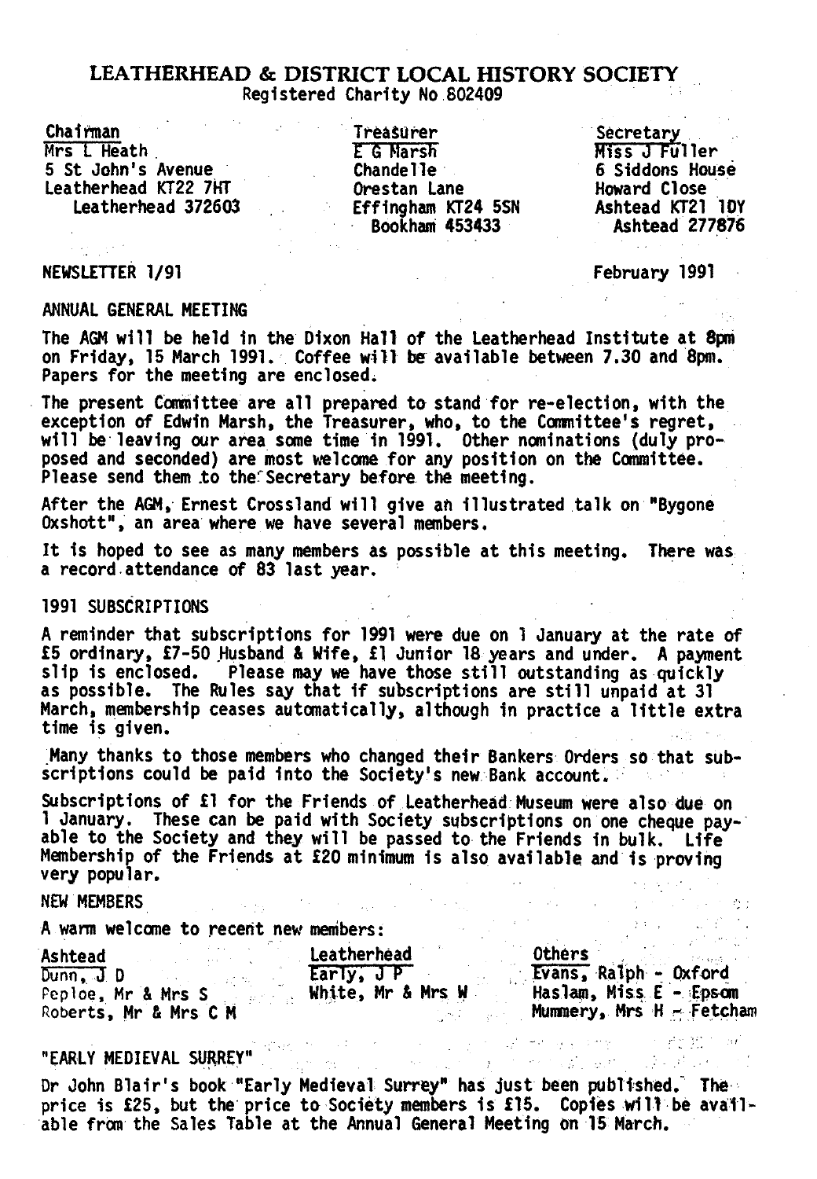# LEATHERHEAD & DISTRICT LOCAL HISTORY SOCIETY

Registered Charity No 802409

| Chairman | Treasurer | Secretary |
| --- | --- | --- |
| Mrs L Heath | E G Marsh | Miss J Fuller |
| 5 St John's Avenue | Chandelle | 6 Siddons House |
| Leatherhead KT22 7HT | Orestan Lane | Howard Close |
| Leatherhead 372603 | Effingham KT24 5SN | Ashtead KT21 1DY |
| | Bookham 453433 | Ashtead 277876 |

NEWSLETTER 1/91

February 1991

## ANNUAL GENERAL MEETING

The AGM will be held in the Dixon Hall of the Leatherhead Institute at 8pm on Friday, 15 March 1991. Coffee will be available between 7.30 and 8pm. Papers for the meeting are enclosed.

The present Committee are all prepared to stand for re-election, with the exception of Edwin Marsh, the Treasurer, who, to the Committee's regret, will be leaving our area some time in 1991. Other nominations (duly proposed and seconded) are most welcome for any position on the Committee. Please send them to the Secretary before the meeting.

After the AGM, Ernest Crossland will give an illustrated talk on "Bygone Oxshott", an area where we have several members.

It is hoped to see as many members as possible at this meeting. There was a record attendance of 83 last year.

## 1991 SUBSCRIPTIONS

A reminder that subscriptions for 1991 were due on 1 January at the rate of £5 ordinary, £7-50 Husband & Wife, £1 Junior 18 years and under. A payment slip is enclosed. Please may we have those still outstanding as quickly as possible. The Rules say that if subscriptions are still unpaid at 31 March, membership ceases automatically, although in practice a little extra time is given.

Many thanks to those members who changed their Bankers Orders so that subscriptions could be paid into the Society's new Bank account.

Subscriptions of £1 for the Friends of Leatherhead Museum were also due on 1 January. These can be paid with Society subscriptions on one cheque payable to the Society and they will be passed to the Friends in bulk. Life Membership of the Friends at £20 minimum is also available and is proving very popular.

## NEW MEMBERS

A warm welcome to recent new members:

| Ashtead | Leatherhead | Others |
| --- | --- | --- |
| Dunn, J D | Early, J P | Evans, Ralph - Oxford |
| Peploe, Mr & Mrs S | White, Mr & Mrs W | Haslam, Miss E - Epsom |
| Roberts, Mr & Mrs C M | | Mummery, Mrs H - Fetcham |

## "EARLY MEDIEVAL SURREY"

Dr John Blair's book "Early Medieval Surrey" has just been published. The price is £25, but the price to Society members is £15. Copies will be available from the Sales Table at the Annual General Meeting on 15 March.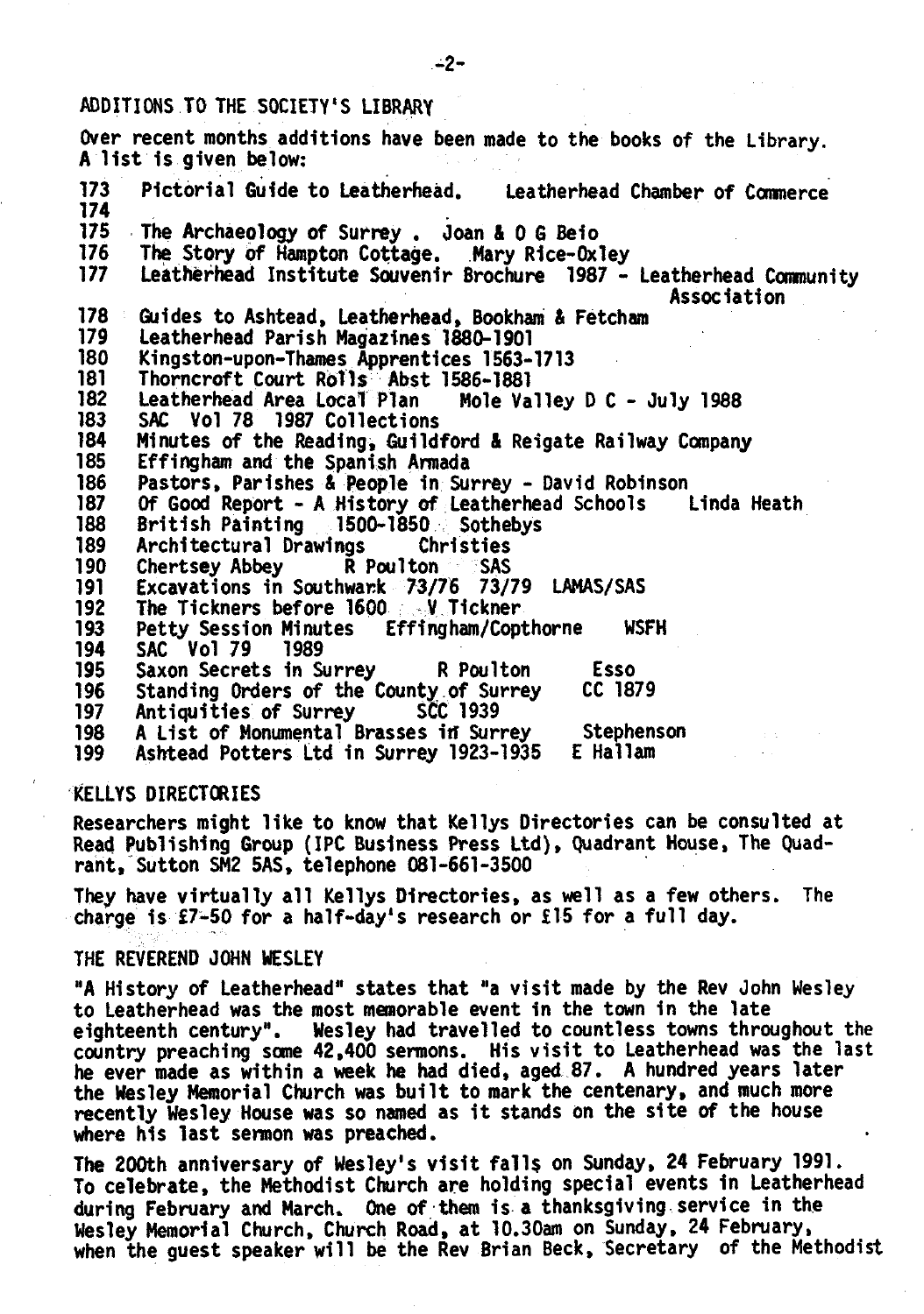## ADDITIONS TO THE SOCIETY'S LIBRARY

Over recent months additions have been made to the books of the Library. A list is given below:

173 Pictorial Guide to Leatherhead. Leatherhead Chamber of Commerce
174
175 The Archaeology of Surrey . Joan & O G Beio
176 The Story of Hampton Cottage. Mary Rice-Oxley
177 Leatherhead Institute Souvenir Brochure 1987 - Leatherhead Community Association
178 Guides to Ashtead, Leatherhead, Bookham & Fetcham
179 Leatherhead Parish Magazines 1880-1901
180 Kingston-upon-Thames Apprentices 1563-1713
181 Thorncroft Court Rolls Abst 1586-1881
182 Leatherhead Area Local Plan Mole Valley D C - July 1988
183 SAC Vol 78 1987 Collections
184 Minutes of the Reading, Guildford & Reigate Railway Company
185 Effingham and the Spanish Armada
186 Pastors, Parishes & People in Surrey - David Robinson
187 Of Good Report - A History of Leatherhead Schools Linda Heath
188 British Painting 1500-1850 Sothebys
189 Architectural Drawings Christies
190 Chertsey Abbey R Poulton SAS
191 Excavations in Southwark 73/76 73/79 LAMAS/SAS
192 The Tickners before 1600 V Tickner
193 Petty Session Minutes Effingham/Copthorne WSFH
194 SAC Vol 79 1989
195 Saxon Secrets in Surrey R Poulton Esso
196 Standing Orders of the County of Surrey CC 1879
197 Antiquities of Surrey SCC 1939
198 A List of Monumental Brasses in Surrey Stephenson
199 Ashtead Potters Ltd in Surrey 1923-1935 E Hallam

## KELLYS DIRECTORIES

Researchers might like to know that Kellys Directories can be consulted at Read Publishing Group (IPC Business Press Ltd), Quadrant House, The Quadrant, Sutton SM2 5AS, telephone 081-661-3500

They have virtually all Kellys Directories, as well as a few others. The charge is £7-50 for a half-day's research or £15 for a full day.

## THE REVEREND JOHN WESLEY

"A History of Leatherhead" states that "a visit made by the Rev John Wesley to Leatherhead was the most memorable event in the town in the late eighteenth century". Wesley had travelled to countless towns throughout the country preaching some 42,400 sermons. His visit to Leatherhead was the last he ever made as within a week he had died, aged 87. A hundred years later the Wesley Memorial Church was built to mark the centenary, and much more recently Wesley House was so named as it stands on the site of the house where his last sermon was preached.

The 200th anniversary of Wesley's visit falls on Sunday, 24 February 1991. To celebrate, the Methodist Church are holding special events in Leatherhead during February and March. One of them is a thanksgiving service in the Wesley Memorial Church, Church Road, at 10.30am on Sunday, 24 February, when the guest speaker will be the Rev Brian Beck, Secretary of the Methodist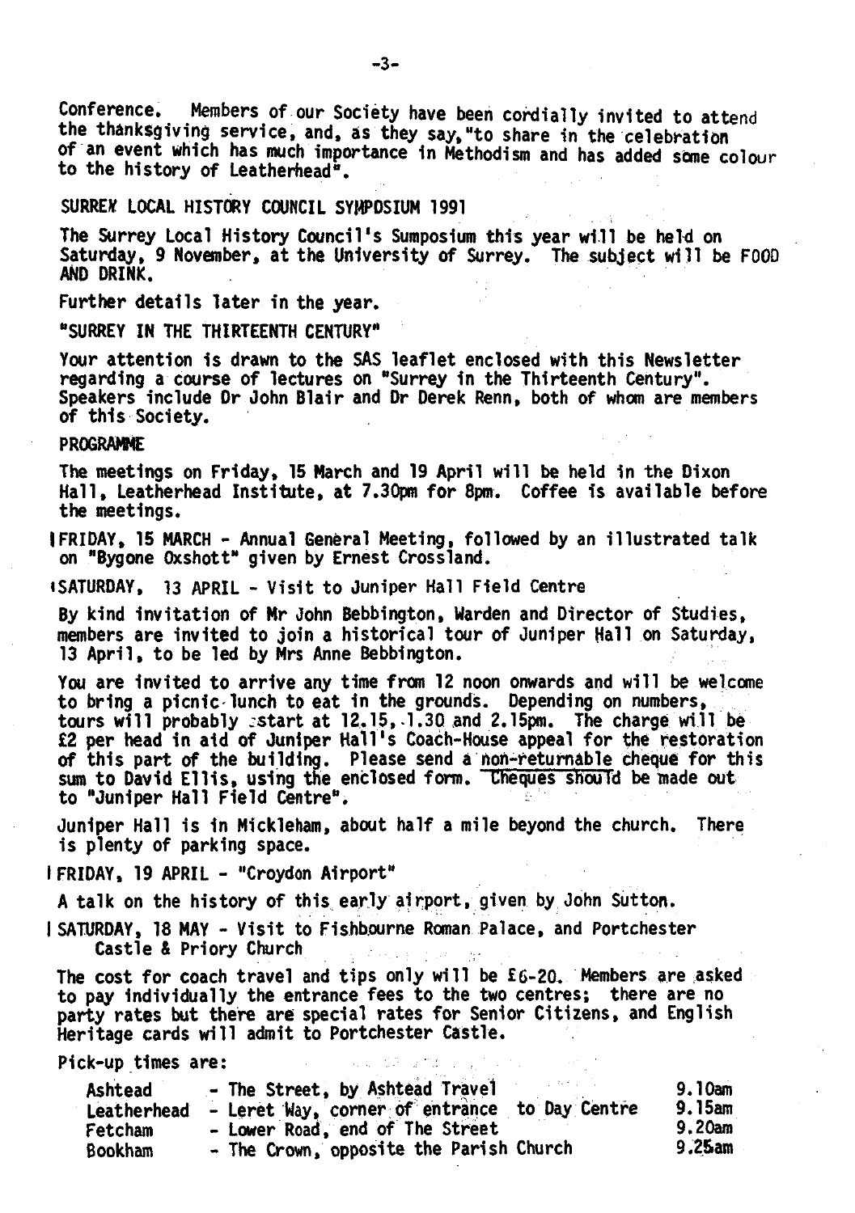Conference. Members of our Society have been cordially invited to attend the thanksgiving service, and, as they say, "to share in the celebration of an event which has much importance in Methodism and has added some colour to the history of Leatherhead".

## SURREY LOCAL HISTORY COUNCIL SYMPOSIUM 1991

The Surrey Local History Council's Sumposium this year will be held on Saturday, 9 November, at the University of Surrey. The subject will be FOOD AND DRINK.

Further details later in the year.

## "SURREY IN THE THIRTEENTH CENTURY"

Your attention is drawn to the SAS leaflet enclosed with this Newsletter regarding a course of lectures on "Surrey in the Thirteenth Century". Speakers include Dr John Blair and Dr Derek Renn, both of whom are members of this Society.

## PROGRAMME

The meetings on Friday, 15 March and 19 April will be held in the Dixon Hall, Leatherhead Institute, at 7.30pm for 8pm. Coffee is available before the meetings.

FRIDAY, 15 MARCH - Annual General Meeting, followed by an illustrated talk on "Bygone Oxshott" given by Ernest Crossland.

SATURDAY, 13 APRIL - Visit to Juniper Hall Field Centre

By kind invitation of Mr John Bebbington, Warden and Director of Studies, members are invited to join a historical tour of Juniper Hall on Saturday, 13 April, to be led by Mrs Anne Bebbington.

You are invited to arrive any time from 12 noon onwards and will be welcome to bring a picnic lunch to eat in the grounds. Depending on numbers, tours will probably start at 12.15, 1.30 and 2.15pm. The charge will be £2 per head in aid of Juniper Hall's Coach-House appeal for the restoration of this part of the building. Please send a non-returnable cheque for this sum to David Ellis, using the enclosed form. Cheques should be made out to "Juniper Hall Field Centre".

Juniper Hall is in Mickleham, about half a mile beyond the church. There is plenty of parking space.

FRIDAY, 19 APRIL - "Croydon Airport"

A talk on the history of this early airport, given by John Sutton.

SATURDAY, 18 MAY - Visit to Fishbourne Roman Palace, and Portchester Castle & Priory Church

The cost for coach travel and tips only will be £6-20. Members are asked to pay individually the entrance fees to the two centres; there are no party rates but there are special rates for Senior Citizens, and English Heritage cards will admit to Portchester Castle.

Pick-up times are:

| | | |
|---|---|---|
| Ashtead | - The Street, by Ashtead Travel | 9.10am |
| Leatherhead | - Leret Way, corner of entrance to Day Centre | 9.15am |
| Fetcham | - Lower Road, end of The Street | 9.20am |
| Bookham | - The Crown, opposite the Parish Church | 9.25am |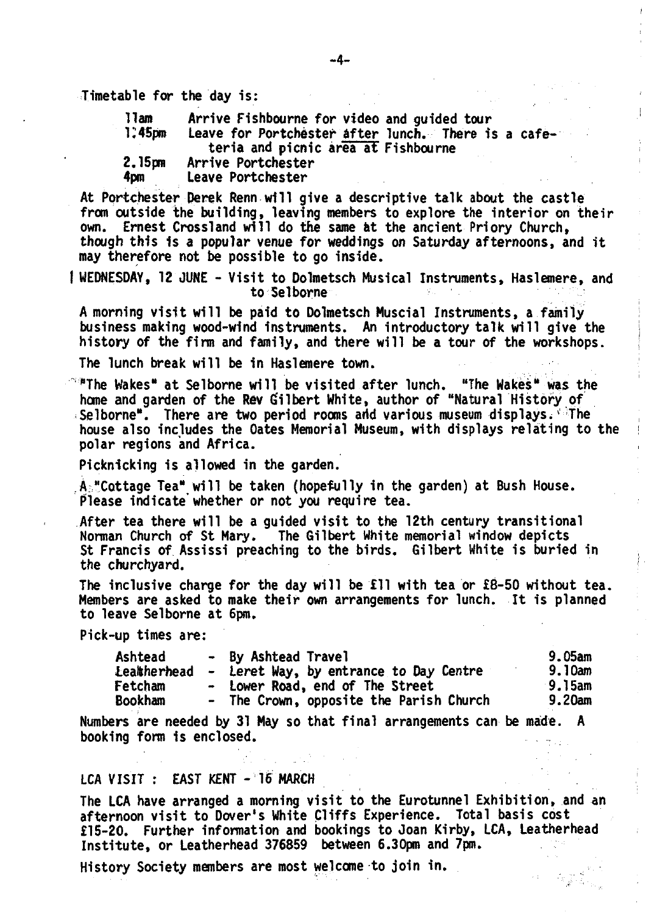Timetable for the day is:

| | |
|---|---|
| 11am | Arrive Fishbourne for video and guided tour |
| 1.45pm | Leave for Portchester after lunch. There is a cafeteria and picnic area at Fishbourne |
| 2.15pm | Arrive Portchester |
| 4pm | Leave Portchester |

At Portchester Derek Renn will give a descriptive talk about the castle from outside the building, leaving members to explore the interior on their own. Ernest Crossland will do the same at the ancient Priory Church, though this is a popular venue for weddings on Saturday afternoons, and it may therefore not be possible to go inside.

**WEDNESDAY, 12 JUNE - Visit to Dolmetsch Musical Instruments, Haslemere, and to Selborne**

A morning visit will be paid to Dolmetsch Muscial Instruments, a family business making wood-wind instruments. An introductory talk will give the history of the firm and family, and there will be a tour of the workshops.

The lunch break will be in Haslemere town.

"The Wakes" at Selborne will be visited after lunch. "The Wakes" was the home and garden of the Rev Gilbert White, author of "Natural History of Selborne". There are two period rooms and various museum displays. The house also includes the Oates Memorial Museum, with displays relating to the polar regions and Africa.

Picknicking is allowed in the garden.

A "Cottage Tea" will be taken (hopefully in the garden) at Bush House. Please indicate whether or not you require tea.

After tea there will be a guided visit to the 12th century transitional Norman Church of St Mary. The Gilbert White memorial window depicts St Francis of Assissi preaching to the birds. Gilbert White is buried in the churchyard.

The inclusive charge for the day will be £11 with tea or £8-50 without tea. Members are asked to make their own arrangements for lunch. It is planned to leave Selborne at 6pm.

Pick-up times are:

| | | |
|---|---|---|
| Ashtead | - By Ashtead Travel | 9.05am |
| Leatherhead | - Leret Way, by entrance to Day Centre | 9.10am |
| Fetcham | - Lower Road, end of The Street | 9.15am |
| Bookham | - The Crown, opposite the Parish Church | 9.20am |

Numbers are needed by 31 May so that final arrangements can be made. A booking form is enclosed.

**LCA VISIT : EAST KENT - 16 MARCH**

The LCA have arranged a morning visit to the Eurotunnel Exhibition, and an afternoon visit to Dover's White Cliffs Experience. Total basis cost £15-20. Further information and bookings to Joan Kirby, LCA, Leatherhead Institute, or Leatherhead 376859 between 6.30pm and 7pm.

History Society members are most welcome to join in.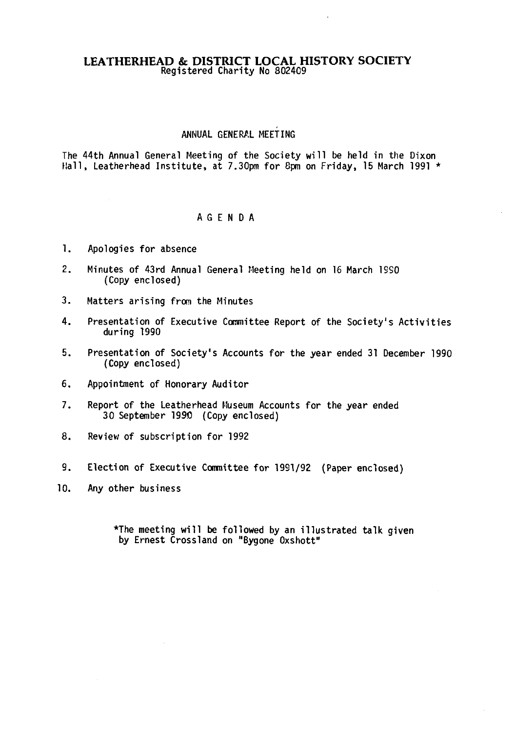# LEATHERHEAD & DISTRICT LOCAL HISTORY SOCIETY

Registered Charity No 802409

## ANNUAL GENERAL MEETING

The 44th Annual General Meeting of the Society will be held in the Dixon Hall, Leatherhead Institute, at 7.30pm for 8pm on Friday, 15 March 1991 *

## A G E N D A

1. Apologies for absence
2. Minutes of 43rd Annual General Meeting held on 16 March 1990 (Copy enclosed)
3. Matters arising from the Minutes
4. Presentation of Executive Committee Report of the Society's Activities during 1990
5. Presentation of Society's Accounts for the year ended 31 December 1990 (Copy enclosed)
6. Appointment of Honorary Auditor
7. Report of the Leatherhead Museum Accounts for the year ended 30 September 1990 (Copy enclosed)
8. Review of subscription for 1992
9. Election of Executive Committee for 1991/92 (Paper enclosed)
10. Any other business

*The meeting will be followed by an illustrated talk given by Ernest Crossland on "Bygone Oxshott"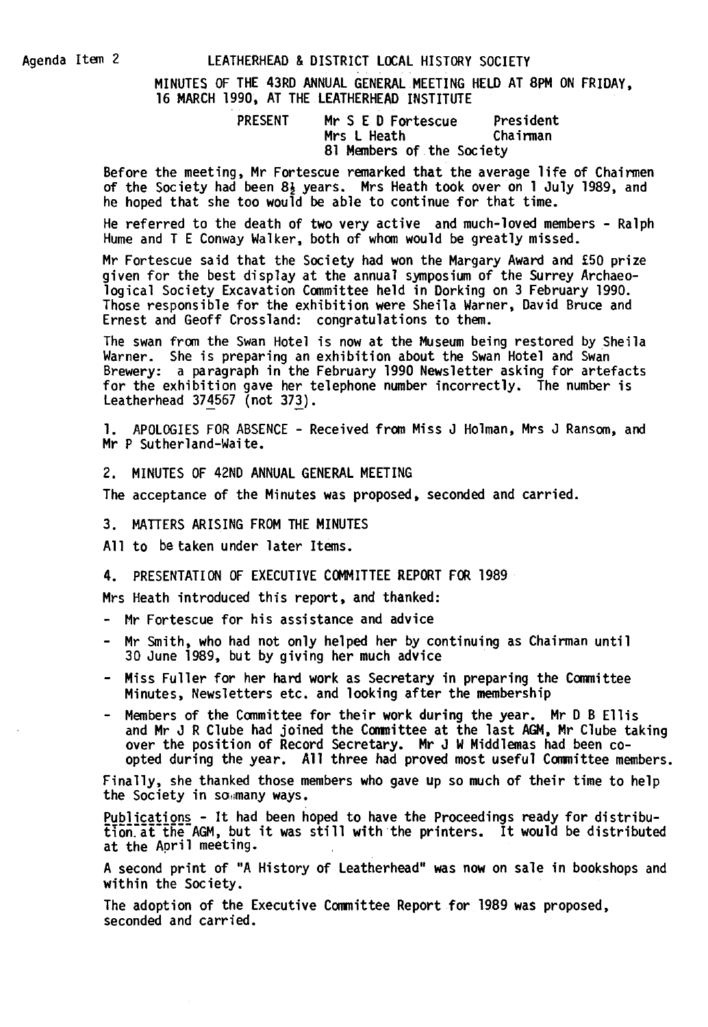Agenda Item 2

# LEATHERHEAD & DISTRICT LOCAL HISTORY SOCIETY

## MINUTES OF THE 43RD ANNUAL GENERAL MEETING HELD AT 8PM ON FRIDAY, 16 MARCH 1990, AT THE LEATHERHEAD INSTITUTE

PRESENT
Mr S E D Fortescue — President
Mrs L Heath — Chairman
81 Members of the Society

Before the meeting, Mr Fortescue remarked that the average life of Chairmen of the Society had been 8½ years. Mrs Heath took over on 1 July 1989, and he hoped that she too would be able to continue for that time.

He referred to the death of two very active and much-loved members - Ralph Hume and T E Conway Walker, both of whom would be greatly missed.

Mr Fortescue said that the Society had won the Margary Award and £50 prize given for the best display at the annual symposium of the Surrey Archaeological Society Excavation Committee held in Dorking on 3 February 1990. Those responsible for the exhibition were Sheila Warner, David Bruce and Ernest and Geoff Crossland: congratulations to them.

The swan from the Swan Hotel is now at the Museum being restored by Sheila Warner. She is preparing an exhibition about the Swan Hotel and Swan Brewery: a paragraph in the February 1990 Newsletter asking for artefacts for the exhibition gave her telephone number incorrectly. The number is Leatherhead 374567 (not 373).

1. APOLOGIES FOR ABSENCE - Received from Miss J Holman, Mrs J Ransom, and Mr P Sutherland-Waite.

2. MINUTES OF 42ND ANNUAL GENERAL MEETING

The acceptance of the Minutes was proposed, seconded and carried.

3. MATTERS ARISING FROM THE MINUTES

All to be taken under later Items.

4. PRESENTATION OF EXECUTIVE COMMITTEE REPORT FOR 1989

Mrs Heath introduced this report, and thanked:

- Mr Fortescue for his assistance and advice
- Mr Smith, who had not only helped her by continuing as Chairman until 30 June 1989, but by giving her much advice
- Miss Fuller for her hard work as Secretary in preparing the Committee Minutes, Newsletters etc. and looking after the membership
- Members of the Committee for their work during the year. Mr D B Ellis and Mr J R Clube had joined the Committee at the last AGM, Mr Clube taking over the position of Record Secretary. Mr J W Middlemas had been co-opted during the year. All three had proved most useful Committee members.

Finally, she thanked those members who gave up so much of their time to help the Society in so many ways.

Publications - It had been hoped to have the Proceedings ready for distribution at the AGM, but it was still with the printers. It would be distributed at the April meeting.

A second print of "A History of Leatherhead" was now on sale in bookshops and within the Society.

The adoption of the Executive Committee Report for 1989 was proposed, seconded and carried.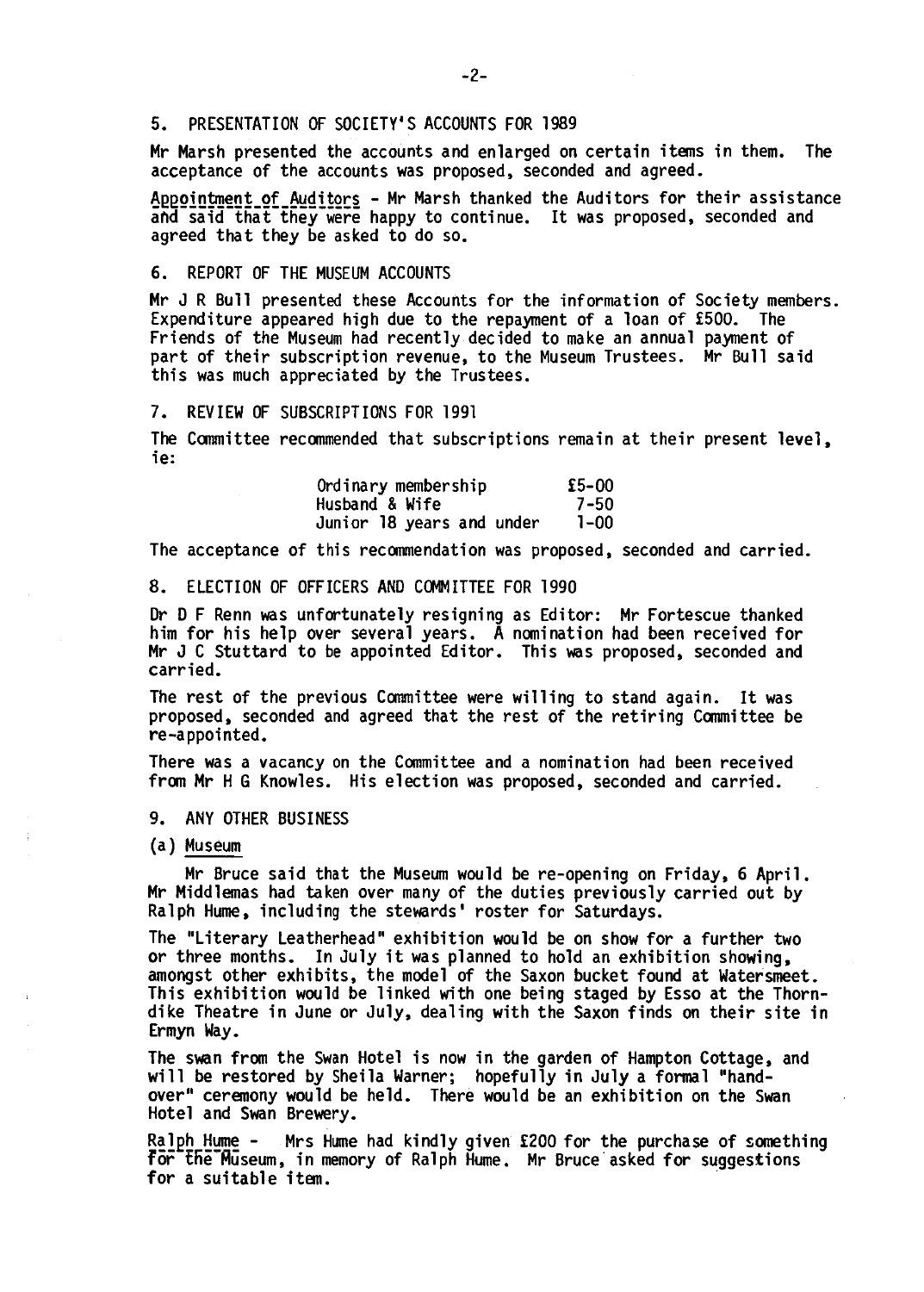## 5. PRESENTATION OF SOCIETY'S ACCOUNTS FOR 1989

Mr Marsh presented the accounts and enlarged on certain items in them. The acceptance of the accounts was proposed, seconded and agreed.

Appointment of Auditors - Mr Marsh thanked the Auditors for their assistance and said that they were happy to continue. It was proposed, seconded and agreed that they be asked to do so.

## 6. REPORT OF THE MUSEUM ACCOUNTS

Mr J R Bull presented these Accounts for the information of Society members. Expenditure appeared high due to the repayment of a loan of £500. The Friends of the Museum had recently decided to make an annual payment of part of their subscription revenue, to the Museum Trustees. Mr Bull said this was much appreciated by the Trustees.

## 7. REVIEW OF SUBSCRIPTIONS FOR 1991

The Committee recommended that subscriptions remain at their present level, ie:

| | |
|---|---|
| Ordinary membership | £5-00 |
| Husband & Wife | 7-50 |
| Junior 18 years and under | 1-00 |

The acceptance of this recommendation was proposed, seconded and carried.

## 8. ELECTION OF OFFICERS AND COMMITTEE FOR 1990

Dr D F Renn was unfortunately resigning as Editor: Mr Fortescue thanked him for his help over several years. A nomination had been received for Mr J C Stuttard to be appointed Editor. This was proposed, seconded and carried.

The rest of the previous Committee were willing to stand again. It was proposed, seconded and agreed that the rest of the retiring Committee be re-appointed.

There was a vacancy on the Committee and a nomination had been received from Mr H G Knowles. His election was proposed, seconded and carried.

## 9. ANY OTHER BUSINESS

(a) Museum

Mr Bruce said that the Museum would be re-opening on Friday, 6 April. Mr Middlemas had taken over many of the duties previously carried out by Ralph Hume, including the stewards' roster for Saturdays.

The "Literary Leatherhead" exhibition would be on show for a further two or three months. In July it was planned to hold an exhibition showing, amongst other exhibits, the model of the Saxon bucket found at Watersmeet. This exhibition would be linked with one being staged by Esso at the Thorndike Theatre in June or July, dealing with the Saxon finds on their site in Ermyn Way.

The swan from the Swan Hotel is now in the garden of Hampton Cottage, and will be restored by Sheila Warner; hopefully in July a formal "hand-over" ceremony would be held. There would be an exhibition on the Swan Hotel and Swan Brewery.

Ralph Hume - Mrs Hume had kindly given £200 for the purchase of something for the Museum, in memory of Ralph Hume. Mr Bruce asked for suggestions for a suitable item.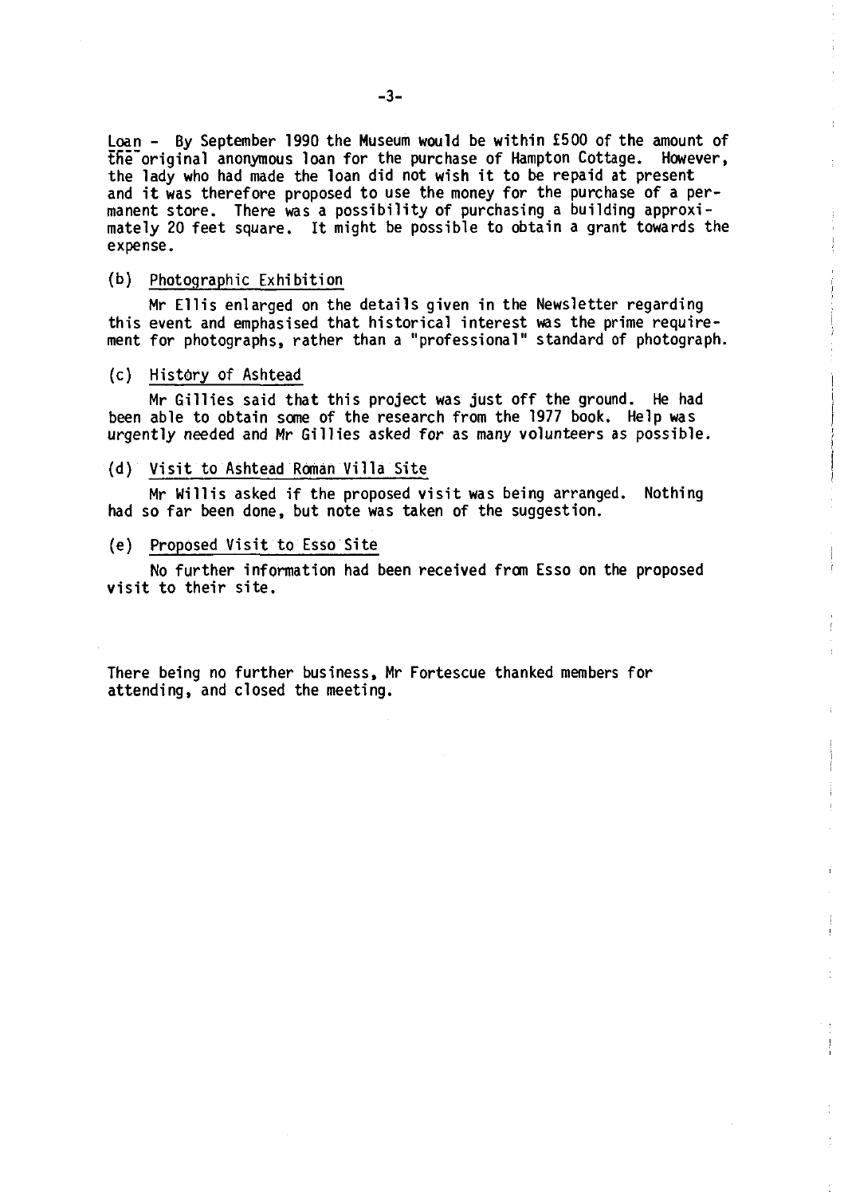<u>Loan</u> - By September 1990 the Museum would be within £500 of the amount of the original anonymous loan for the purchase of Hampton Cottage. However, the lady who had made the loan did not wish it to be repaid at present and it was therefore proposed to use the money for the purchase of a permanent store. There was a possibility of purchasing a building approximately 20 feet square. It might be possible to obtain a grant towards the expense.

(b) <u>Photographic Exhibition</u>

Mr Ellis enlarged on the details given in the Newsletter regarding this event and emphasised that historical interest was the prime requirement for photographs, rather than a "professional" standard of photograph.

(c) <u>History of Ashtead</u>

Mr Gillies said that this project was just off the ground. He had been able to obtain some of the research from the 1977 book. Help was urgently needed and Mr Gillies asked for as many volunteers as possible.

(d) <u>Visit to Ashtead Roman Villa Site</u>

Mr Willis asked if the proposed visit was being arranged. Nothing had so far been done, but note was taken of the suggestion.

(e) <u>Proposed Visit to Esso Site</u>

No further information had been received from Esso on the proposed visit to their site.

There being no further business, Mr Fortescue thanked members for attending, and closed the meeting.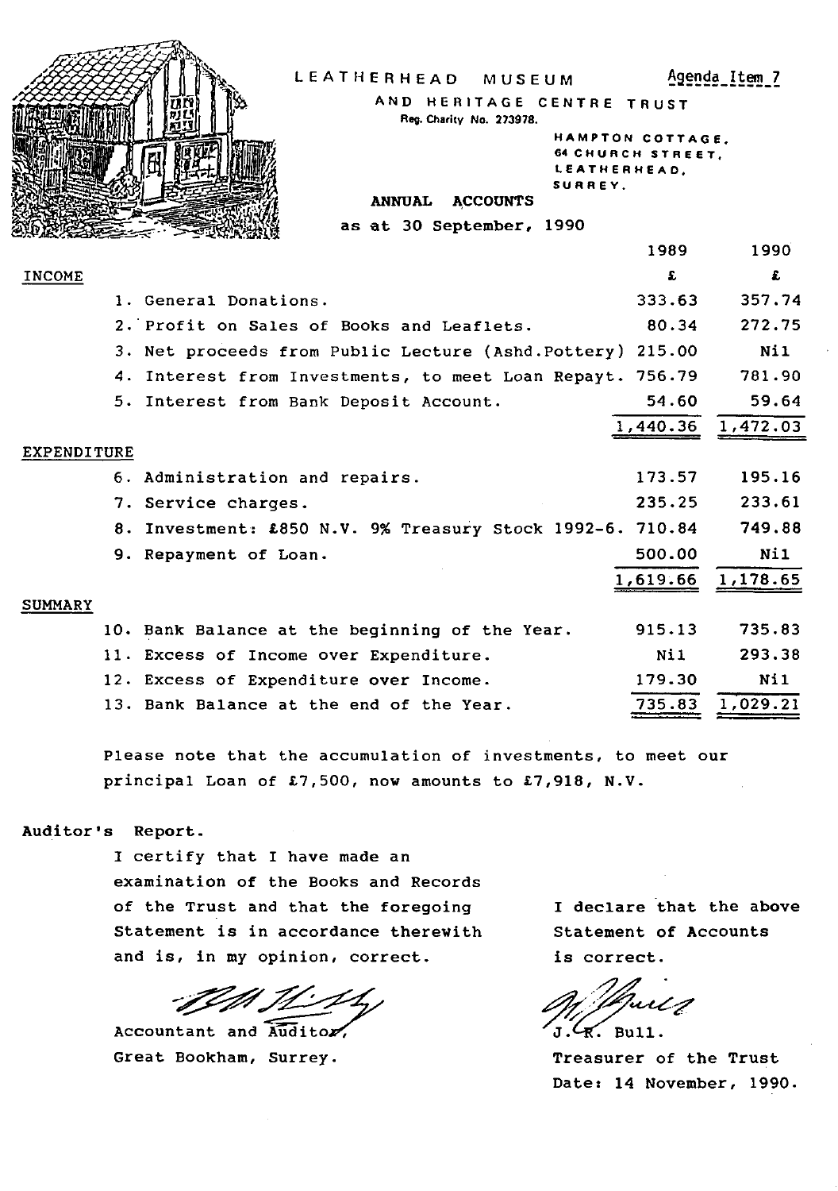# LEATHERHEAD MUSEUM

Agenda Item 7

## AND HERITAGE CENTRE TRUST

Reg. Charity No. 273978.

HAMPTON COTTAGE,
64 CHURCH STREET,
LEATHERHEAD,
SURREY.

**ANNUAL ACCOUNTS**

as at 30 September, 1990

| | | 1989 | 1990 |
|---|---|---|---|
| | | £ | £ |
| INCOME | | | |
| | 1. General Donations. | 333.63 | 357.74 |
| | 2. Profit on Sales of Books and Leaflets. | 80.34 | 272.75 |
| | 3. Net proceeds from Public Lecture (Ashd.Pottery) | 215.00 | Nil |
| | 4. Interest from Investments, to meet Loan Repayt. | 756.79 | 781.90 |
| | 5. Interest from Bank Deposit Account. | 54.60 | 59.64 |
| | | 1,440.36 | 1,472.03 |
| EXPENDITURE | | | |
| | 6. Administration and repairs. | 173.57 | 195.16 |
| | 7. Service charges. | 235.25 | 233.61 |
| | 8. Investment: £850 N.V. 9% Treasury Stock 1992-6. | 710.84 | 749.88 |
| | 9. Repayment of Loan. | 500.00 | Nil |
| | | 1,619.66 | 1,178.65 |
| SUMMARY | | | |
| | 10. Bank Balance at the beginning of the Year. | 915.13 | 735.83 |
| | 11. Excess of Income over Expenditure. | Nil | 293.38 |
| | 12. Excess of Expenditure over Income. | 179.30 | Nil |
| | 13. Bank Balance at the end of the Year. | 735.83 | 1,029.21 |

Please note that the accumulation of investments, to meet our principal Loan of £7,500, now amounts to £7,918, N.V.

**Auditor's Report.**

I certify that I have made an examination of the Books and Records of the Trust and that the foregoing Statement is in accordance therewith and is, in my opinion, correct.

Accountant and Auditor,
Great Bookham, Surrey.

I declare that the above Statement of Accounts is correct.

J. R. Bull.
Treasurer of the Trust
Date: 14 November, 1990.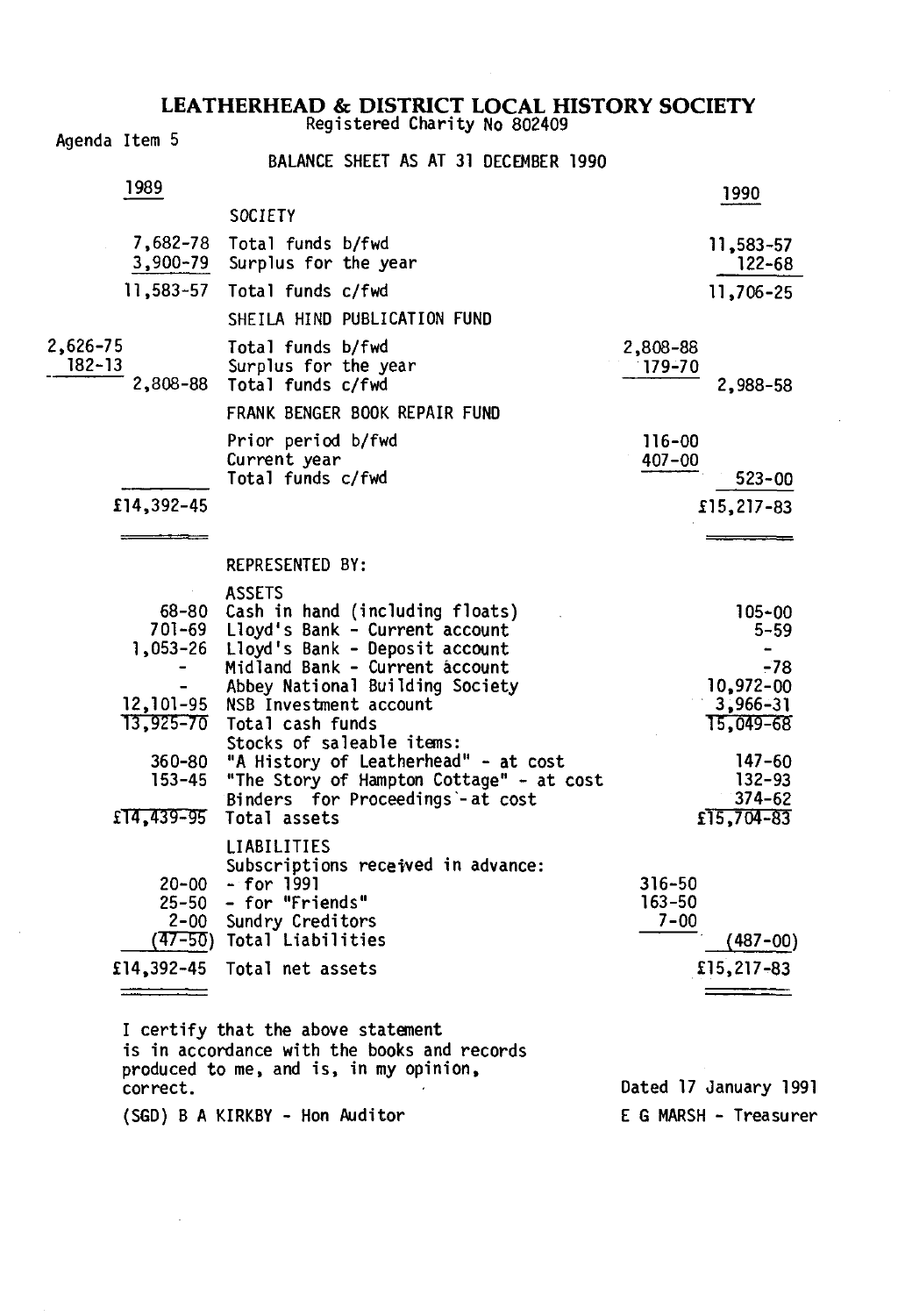# LEATHERHEAD & DISTRICT LOCAL HISTORY SOCIETY

Registered Charity No 802409

Agenda Item 5

## BALANCE SHEET AS AT 31 DECEMBER 1990

| 1989 | 1989 | | 1990 | 1990 |
|---|---|---|---|---|
| | | **SOCIETY** | | |
| | 7,682-78 | Total funds b/fwd | | 11,583-57 |
| | 3,900-79 | Surplus for the year | | 122-68 |
| | 11,583-57 | Total funds c/fwd | | 11,706-25 |
| | | **SHEILA HIND PUBLICATION FUND** | | |
| 2,626-75 | | Total funds b/fwd | 2,808-88 | |
| 182-13 | | Surplus for the year | 179-70 | |
| | 2,808-88 | Total funds c/fwd | | 2,988-58 |
| | | **FRANK BENGER BOOK REPAIR FUND** | | |
| | | Prior period b/fwd | 116-00 | |
| | | Current year | 407-00 | |
| | | Total funds c/fwd | | 523-00 |
| | £14,392-45 | | | £15,217-83 |
| | | **REPRESENTED BY:** | | |
| | | **ASSETS** | | |
| | 68-80 | Cash in hand (including floats) | | 105-00 |
| | 701-69 | Lloyd's Bank - Current account | | 5-59 |
| | 1,053-26 | Lloyd's Bank - Deposit account | | - |
| | - | Midland Bank - Current account | | -78 |
| | - | Abbey National Building Society | | 10,972-00 |
| | 12,101-95 | NSB Investment account | | 3,966-31 |
| | 13,925-70 | Total cash funds | | 15,049-68 |
| | | Stocks of saleable items: | | |
| | 360-80 | "A History of Leatherhead" - at cost | | 147-60 |
| | 153-45 | "The Story of Hampton Cottage" - at cost | | 132-93 |
| | | Binders for Proceedings - at cost | | 374-62 |
| | £14,439-95 | Total assets | | £15,704-83 |
| | | **LIABILITIES** | | |
| | | Subscriptions received in advance: | | |
| | 20-00 | - for 1991 | 316-50 | |
| | 25-50 | - for "Friends" | 163-50 | |
| | 2-00 | Sundry Creditors | 7-00 | |
| | (47-50) | Total Liabilities | | (487-00) |
| | £14,392-45 | Total net assets | | £15,217-83 |

I certify that the above statement is in accordance with the books and records produced to me, and is, in my opinion, correct.

(SGD) B A KIRKBY - Hon Auditor

Dated 17 January 1991

E G MARSH - Treasurer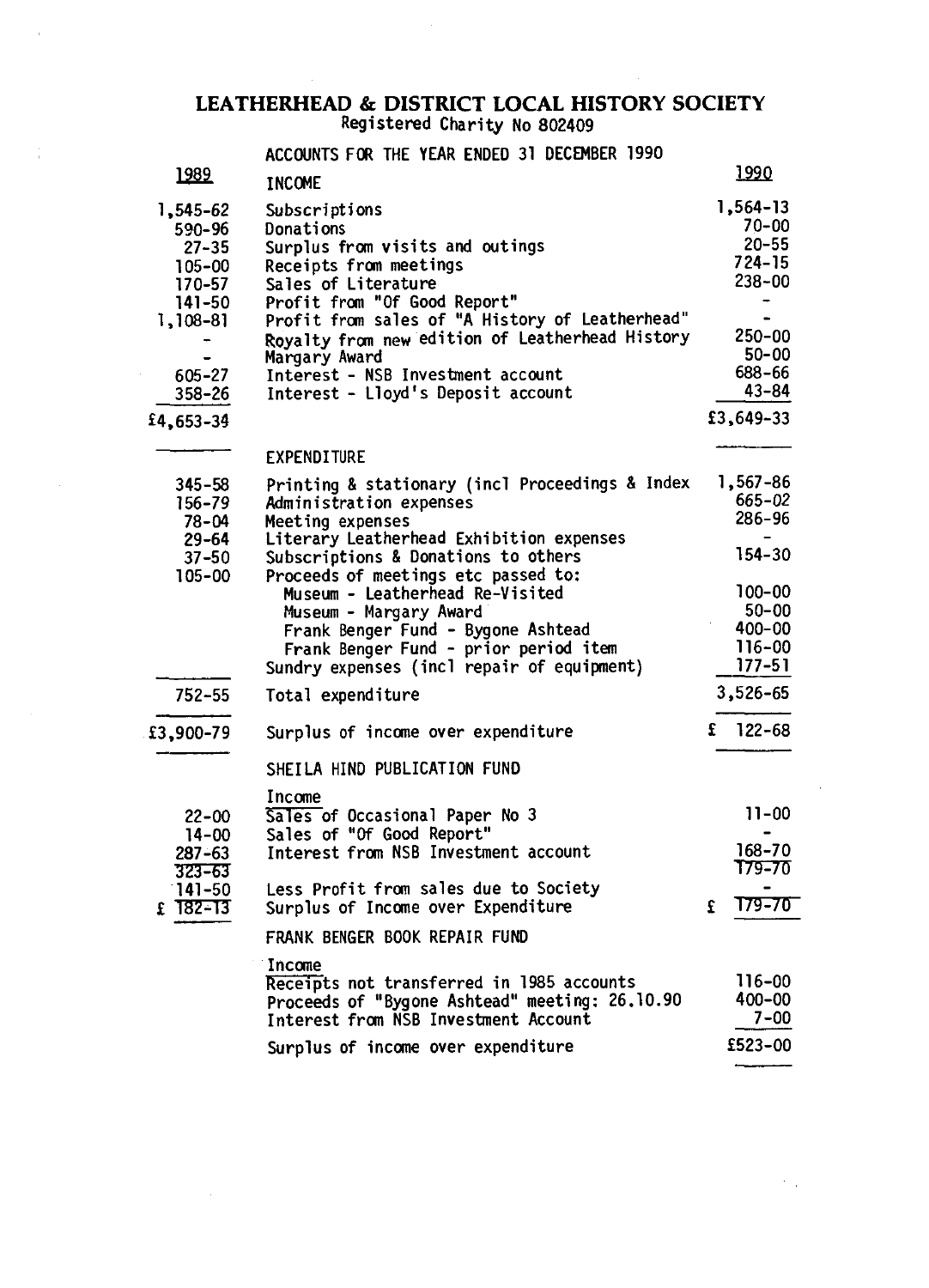# LEATHERHEAD & DISTRICT LOCAL HISTORY SOCIETY

Registered Charity No 802409

ACCOUNTS FOR THE YEAR ENDED 31 DECEMBER 1990

| 1989 | INCOME | 1990 |
|---|---|---|
| 1,545-62 | Subscriptions | 1,564-13 |
| 590-96 | Donations | 70-00 |
| 27-35 | Surplus from visits and outings | 20-55 |
| 105-00 | Receipts from meetings | 724-15 |
| 170-57 | Sales of Literature | 238-00 |
| 141-50 | Profit from "Of Good Report" | - |
| 1,108-81 | Profit from sales of "A History of Leatherhead" | - |
| - | Royalty from new edition of Leatherhead History | 250-00 |
| - | Margary Award | 50-00 |
| 605-27 | Interest - NSB Investment account | 688-66 |
| 358-26 | Interest - Lloyd's Deposit account | 43-84 |
| £4,653-34 | | £3,649-33 |
| | EXPENDITURE | |
| 345-58 | Printing & stationary (incl Proceedings & Index | 1,567-86 |
| 156-79 | Administration expenses | 665-02 |
| 78-04 | Meeting expenses | 286-96 |
| 29-64 | Literary Leatherhead Exhibition expenses | - |
| 37-50 | Subscriptions & Donations to others | 154-30 |
| 105-00 | Proceeds of meetings etc passed to: | |
| | Museum - Leatherhead Re-Visited | 100-00 |
| | Museum - Margary Award | 50-00 |
| | Frank Benger Fund - Bygone Ashtead | 400-00 |
| | Frank Benger Fund - prior period item | 116-00 |
| | Sundry expenses (incl repair of equipment) | 177-51 |
| 752-55 | Total expenditure | 3,526-65 |
| £3,900-79 | Surplus of income over expenditure | £ 122-68 |

SHEILA HIND PUBLICATION FUND

| 1989 | Income | 1990 |
|---|---|---|
| 22-00 | Sales of Occasional Paper No 3 | 11-00 |
| 14-00 | Sales of "Of Good Report" | - |
| 287-63 | Interest from NSB Investment account | 168-70 |
| 323-63 | | 179-70 |
| 141-50 | Less Profit from sales due to Society | - |
| £ 182-13 | Surplus of Income over Expenditure | £ 179-70 |

FRANK BENGER BOOK REPAIR FUND

| Income | 1990 |
|---|---|
| Receipts not transferred in 1985 accounts | 116-00 |
| Proceeds of "Bygone Ashtead" meeting: 26.10.90 | 400-00 |
| Interest from NSB Investment Account | 7-00 |
| Surplus of income over expenditure | £523-00 |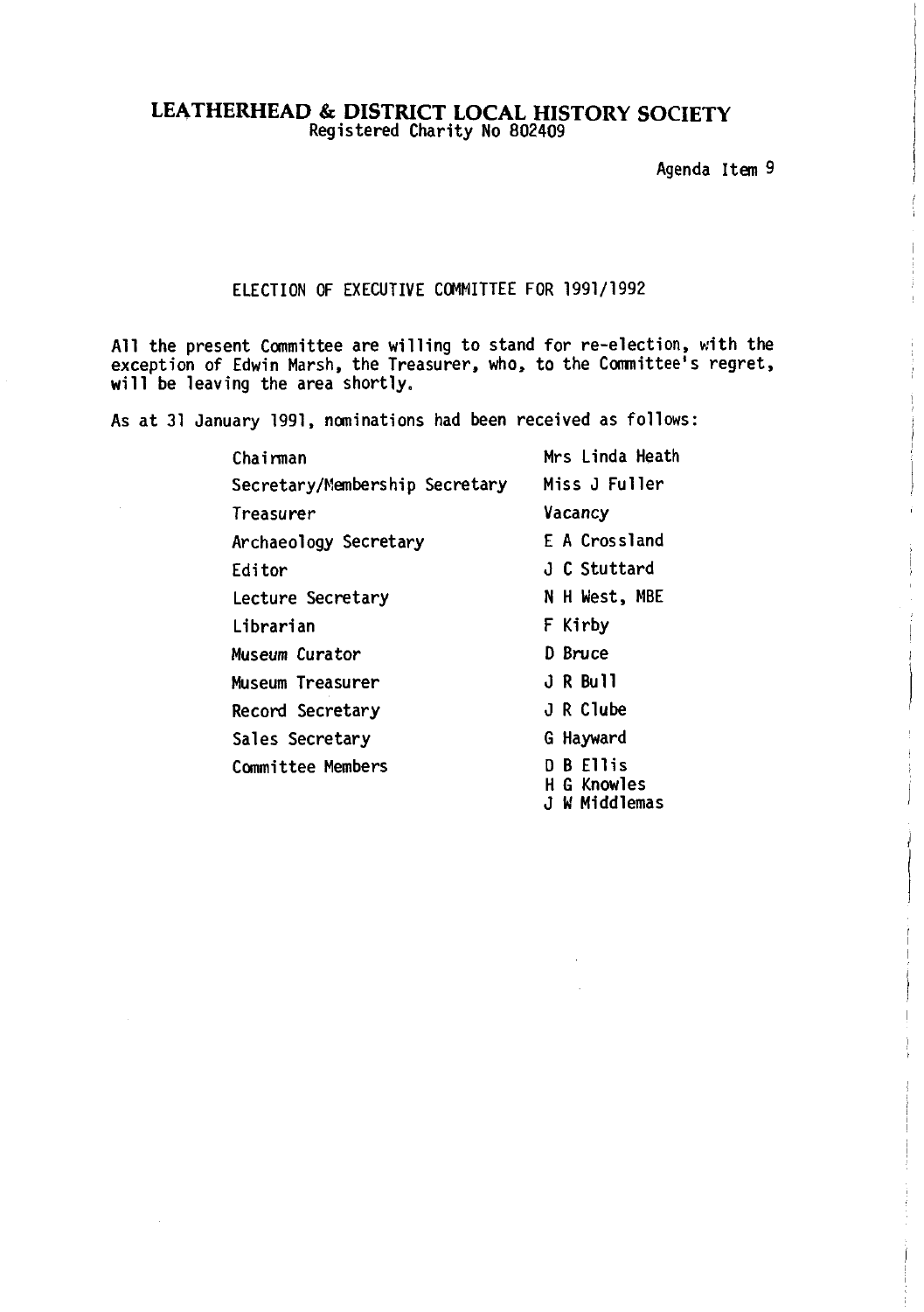# LEATHERHEAD & DISTRICT LOCAL HISTORY SOCIETY

Registered Charity No 802409

Agenda Item 9

## ELECTION OF EXECUTIVE COMMITTEE FOR 1991/1992

All the present Committee are willing to stand for re-election, with the exception of Edwin Marsh, the Treasurer, who, to the Committee's regret, will be leaving the area shortly.

As at 31 January 1991, nominations had been received as follows:

| | |
|---|---|
| Chairman | Mrs Linda Heath |
| Secretary/Membership Secretary | Miss J Fuller |
| Treasurer | Vacancy |
| Archaeology Secretary | E A Crossland |
| Editor | J C Stuttard |
| Lecture Secretary | N H West, MBE |
| Librarian | F Kirby |
| Museum Curator | D Bruce |
| Museum Treasurer | J R Bull |
| Record Secretary | J R Clube |
| Sales Secretary | G Hayward |
| Committee Members | D B Ellis<br>H G Knowles<br>J W Middlemas |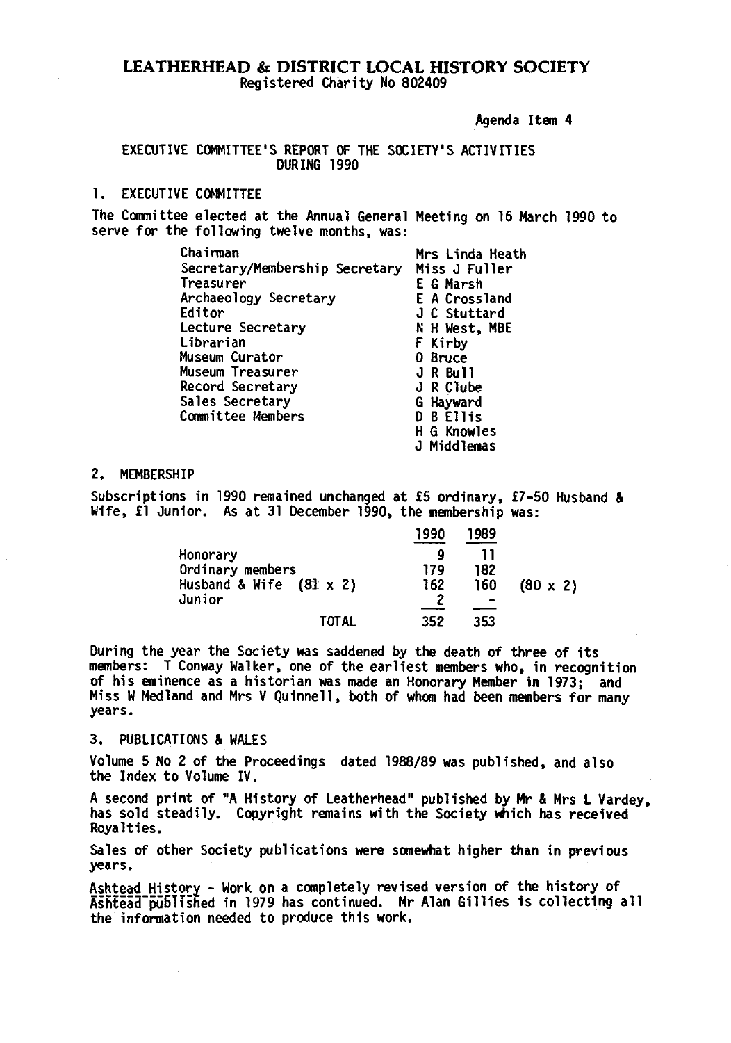# LEATHERHEAD & DISTRICT LOCAL HISTORY SOCIETY

Registered Charity No 802409

Agenda Item 4

## EXECUTIVE COMMITTEE'S REPORT OF THE SOCIETY'S ACTIVITIES DURING 1990

### 1. EXECUTIVE COMMITTEE

The Committee elected at the Annual General Meeting on 16 March 1990 to serve for the following twelve months, was:

| | |
|---|---|
| Chairman | Mrs Linda Heath |
| Secretary/Membership Secretary | Miss J Fuller |
| Treasurer | E G Marsh |
| Archaeology Secretary | E A Crossland |
| Editor | J C Stuttard |
| Lecture Secretary | N H West, MBE |
| Librarian | F Kirby |
| Museum Curator | O Bruce |
| Museum Treasurer | J R Bull |
| Record Secretary | J R Clube |
| Sales Secretary | G Hayward |
| Committee Members | D B Ellis |
| | H G Knowles |
| | J Middlemas |

### 2. MEMBERSHIP

Subscriptions in 1990 remained unchanged at £5 ordinary, £7-50 Husband & Wife, £1 Junior. As at 31 December 1990, the membership was:

| | 1990 | 1989 | |
|---|---|---|---|
| Honorary | 9 | 11 | |
| Ordinary members | 179 | 182 | |
| Husband & Wife (81 x 2) | 162 | 160 | (80 x 2) |
| Junior | 2 | - | |
| TOTAL | 352 | 353 | |

During the year the Society was saddened by the death of three of its members: T Conway Walker, one of the earliest members who, in recognition of his eminence as a historian was made an Honorary Member in 1973; and Miss W Medland and Mrs V Quinnell, both of whom had been members for many years.

### 3. PUBLICATIONS & WALES

Volume 5 No 2 of the Proceedings dated 1988/89 was published, and also the Index to Volume IV.

A second print of "A History of Leatherhead" published by Mr & Mrs L Vardey, has sold steadily. Copyright remains with the Society which has received Royalties.

Sales of other Society publications were somewhat higher than in previous years.

Ashtead History - Work on a completely revised version of the history of Ashtead published in 1979 has continued. Mr Alan Gillies is collecting all the information needed to produce this work.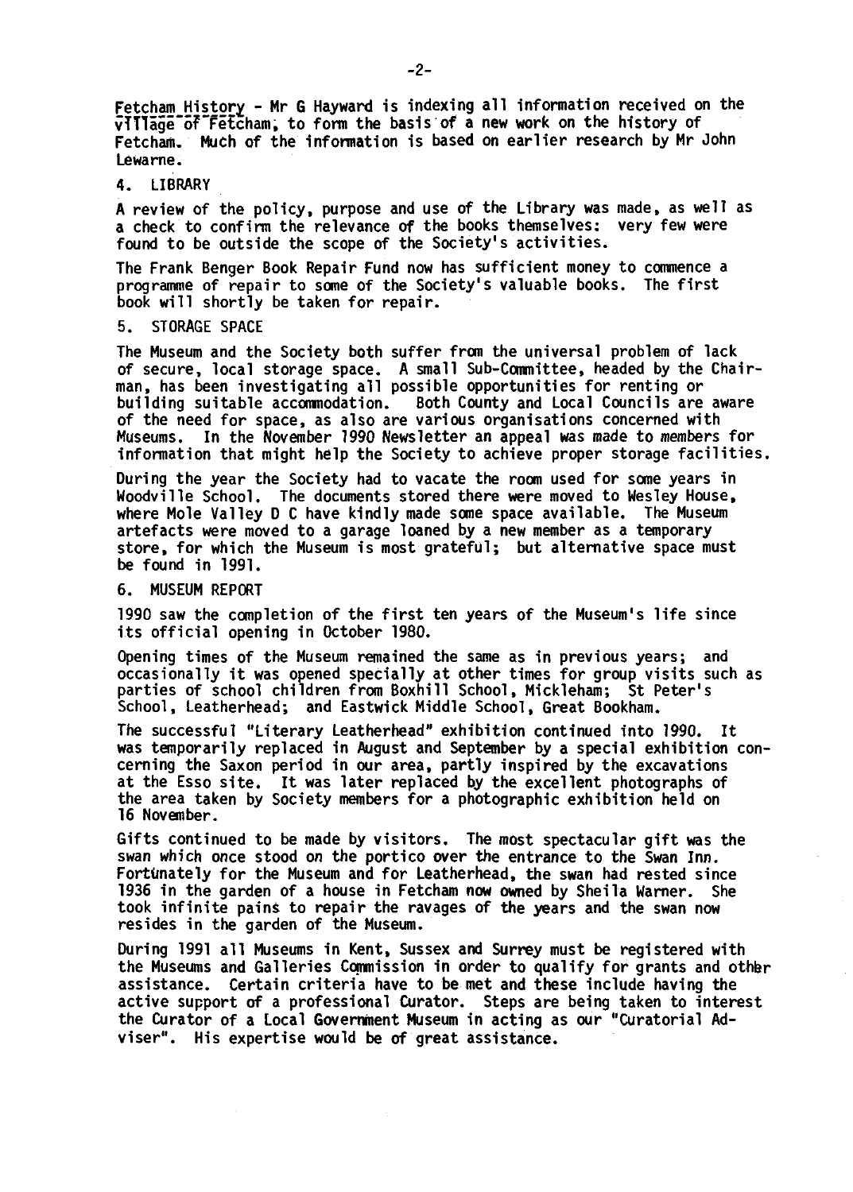Fetcham History - Mr G Hayward is indexing all information received on the village of Fetcham, to form the basis of a new work on the history of Fetcham. Much of the information is based on earlier research by Mr John Lewarne.

## 4. LIBRARY

A review of the policy, purpose and use of the Library was made, as well as a check to confirm the relevance of the books themselves: very few were found to be outside the scope of the Society's activities.

The Frank Benger Book Repair Fund now has sufficient money to commence a programme of repair to some of the Society's valuable books. The first book will shortly be taken for repair.

## 5. STORAGE SPACE

The Museum and the Society both suffer from the universal problem of lack of secure, local storage space. A small Sub-Committee, headed by the Chairman, has been investigating all possible opportunities for renting or building suitable accommodation. Both County and Local Councils are aware of the need for space, as also are various organisations concerned with Museums. In the November 1990 Newsletter an appeal was made to members for information that might help the Society to achieve proper storage facilities.

During the year the Society had to vacate the room used for some years in Woodville School. The documents stored there were moved to Wesley House, where Mole Valley D C have kindly made some space available. The Museum artefacts were moved to a garage loaned by a new member as a temporary store, for which the Museum is most grateful; but alternative space must be found in 1991.

## 6. MUSEUM REPORT

1990 saw the completion of the first ten years of the Museum's life since its official opening in October 1980.

Opening times of the Museum remained the same as in previous years; and occasionally it was opened specially at other times for group visits such as parties of school children from Boxhill School, Mickleham; St Peter's School, Leatherhead; and Eastwick Middle School, Great Bookham.

The successful "Literary Leatherhead" exhibition continued into 1990. It was temporarily replaced in August and September by a special exhibition concerning the Saxon period in our area, partly inspired by the excavations at the Esso site. It was later replaced by the excellent photographs of the area taken by Society members for a photographic exhibition held on 16 November.

Gifts continued to be made by visitors. The most spectacular gift was the swan which once stood on the portico over the entrance to the Swan Inn. Fortunately for the Museum and for Leatherhead, the swan had rested since 1936 in the garden of a house in Fetcham now owned by Sheila Warner. She took infinite pains to repair the ravages of the years and the swan now resides in the garden of the Museum.

During 1991 all Museums in Kent, Sussex and Surrey must be registered with the Museums and Galleries Commission in order to qualify for grants and other assistance. Certain criteria have to be met and these include having the active support of a professional Curator. Steps are being taken to interest the Curator of a Local Government Museum in acting as our "Curatorial Adviser". His expertise would be of great assistance.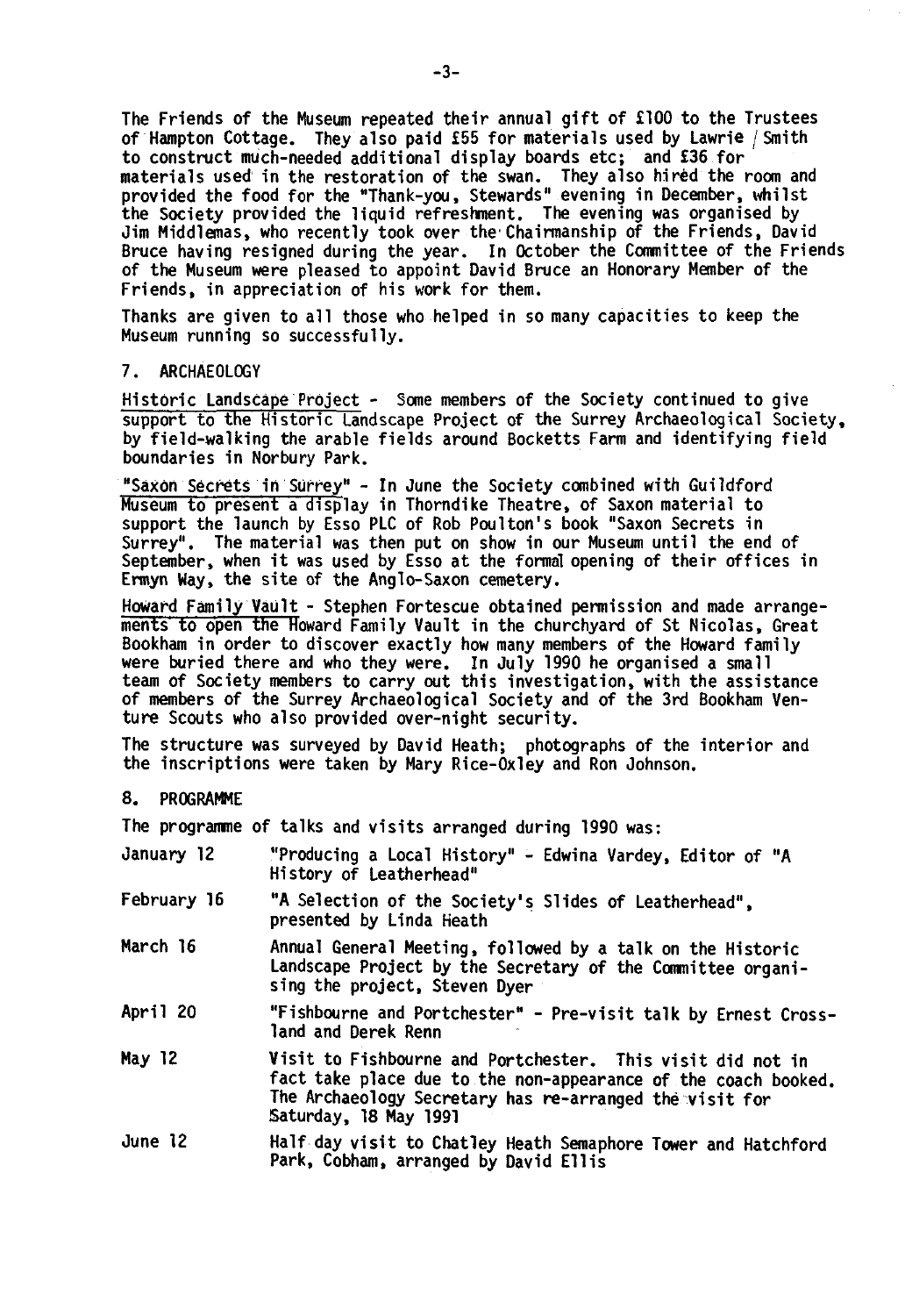The Friends of the Museum repeated their annual gift of £100 to the Trustees of Hampton Cottage. They also paid £55 for materials used by Lawrie / Smith to construct much-needed additional display boards etc; and £36 for materials used in the restoration of the swan. They also hired the room and provided the food for the "Thank-you, Stewards" evening in December, whilst the Society provided the liquid refreshment. The evening was organised by Jim Middlemas, who recently took over the Chairmanship of the Friends, David Bruce having resigned during the year. In October the Committee of the Friends of the Museum were pleased to appoint David Bruce an Honorary Member of the Friends, in appreciation of his work for them.

Thanks are given to all those who helped in so many capacities to keep the Museum running so successfully.

## 7. ARCHAEOLOGY

Historic Landscape Project - Some members of the Society continued to give support to the Historic Landscape Project of the Surrey Archaeological Society, by field-walking the arable fields around Bocketts Farm and identifying field boundaries in Norbury Park.

"Saxon Secrets in Surrey" - In June the Society combined with Guildford Museum to present a display in Thorndike Theatre, of Saxon material to support the launch by Esso PLC of Rob Poulton's book "Saxon Secrets in Surrey". The material was then put on show in our Museum until the end of September, when it was used by Esso at the formal opening of their offices in Ermyn Way, the site of the Anglo-Saxon cemetery.

Howard Family Vault - Stephen Fortescue obtained permission and made arrangements to open the Howard Family Vault in the churchyard of St Nicolas, Great Bookham in order to discover exactly how many members of the Howard family were buried there and who they were. In July 1990 he organised a small team of Society members to carry out this investigation, with the assistance of members of the Surrey Archaeological Society and of the 3rd Bookham Venture Scouts who also provided over-night security.

The structure was surveyed by David Heath; photographs of the interior and the inscriptions were taken by Mary Rice-Oxley and Ron Johnson.

## 8. PROGRAMME

The programme of talks and visits arranged during 1990 was:

| | |
|---|---|
| January 12 | "Producing a Local History" - Edwina Vardey, Editor of "A History of Leatherhead" |
| February 16 | "A Selection of the Society's Slides of Leatherhead", presented by Linda Heath |
| March 16 | Annual General Meeting, followed by a talk on the Historic Landscape Project by the Secretary of the Committee organising the project, Steven Dyer |
| April 20 | "Fishbourne and Portchester" - Pre-visit talk by Ernest Crossland and Derek Renn |
| May 12 | Visit to Fishbourne and Portchester. This visit did not in fact take place due to the non-appearance of the coach booked. The Archaeology Secretary has re-arranged the visit for Saturday, 18 May 1991 |
| June 12 | Half day visit to Chatley Heath Semaphore Tower and Hatchford Park, Cobham, arranged by David Ellis |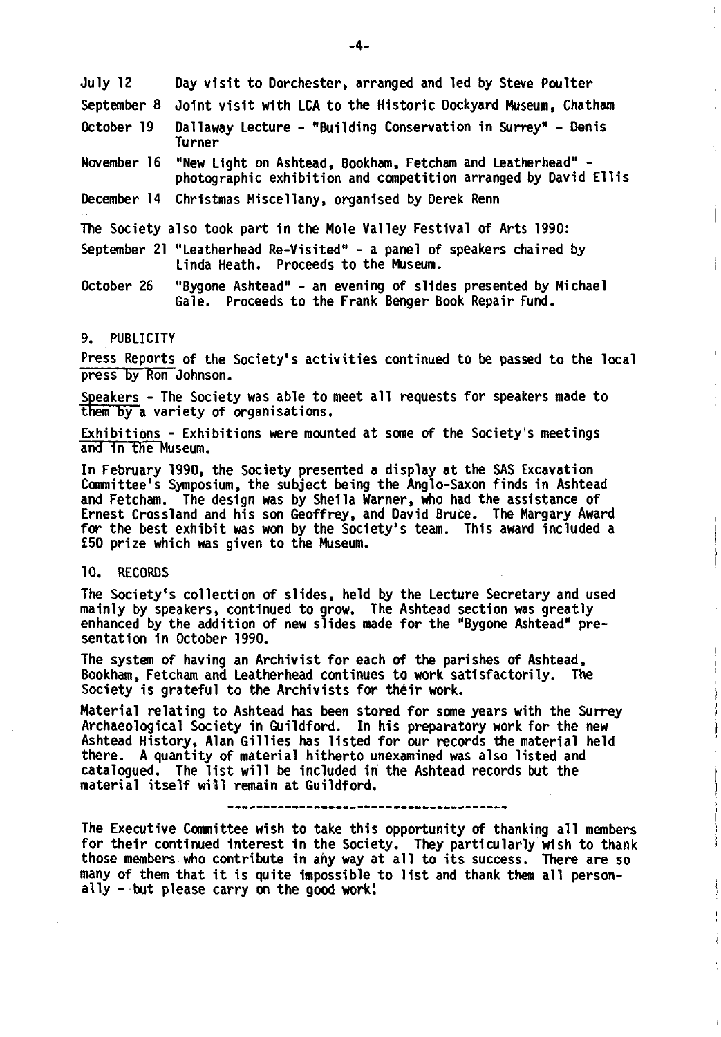July 12 Day visit to Dorchester, arranged and led by Steve Poulter

September 8 Joint visit with LCA to the Historic Dockyard Museum, Chatham

October 19 Dallaway Lecture - "Building Conservation in Surrey" - Denis Turner

November 16 "New Light on Ashtead, Bookham, Fetcham and Leatherhead" - photographic exhibition and competition arranged by David Ellis

December 14 Christmas Miscellany, organised by Derek Renn

The Society also took part in the Mole Valley Festival of Arts 1990:

September 21 "Leatherhead Re-Visited" - a panel of speakers chaired by Linda Heath. Proceeds to the Museum.

October 26 "Bygone Ashtead" - an evening of slides presented by Michael Gale. Proceeds to the Frank Benger Book Repair Fund.

## 9. PUBLICITY

Press Reports of the Society's activities continued to be passed to the local press by Ron Johnson.

Speakers - The Society was able to meet all requests for speakers made to them by a variety of organisations.

Exhibitions - Exhibitions were mounted at some of the Society's meetings and in the Museum.

In February 1990, the Society presented a display at the SAS Excavation Committee's Symposium, the subject being the Anglo-Saxon finds in Ashtead and Fetcham. The design was by Sheila Warner, who had the assistance of Ernest Crossland and his son Geoffrey, and David Bruce. The Margary Award for the best exhibit was won by the Society's team. This award included a £50 prize which was given to the Museum.

## 10. RECORDS

The Society's collection of slides, held by the Lecture Secretary and used mainly by speakers, continued to grow. The Ashtead section was greatly enhanced by the addition of new slides made for the "Bygone Ashtead" presentation in October 1990.

The system of having an Archivist for each of the parishes of Ashtead, Bookham, Fetcham and Leatherhead continues to work satisfactorily. The Society is grateful to the Archivists for their work.

Material relating to Ashtead has been stored for some years with the Surrey Archaeological Society in Guildford. In his preparatory work for the new Ashtead History, Alan Gillies has listed for our records the material held there. A quantity of material hitherto unexamined was also listed and catalogued. The list will be included in the Ashtead records but the material itself will remain at Guildford.

---

The Executive Committee wish to take this opportunity of thanking all members for their continued interest in the Society. They particularly wish to thank those members who contribute in any way at all to its success. There are so many of them that it is quite impossible to list and thank them all personally - but please carry on the good work!